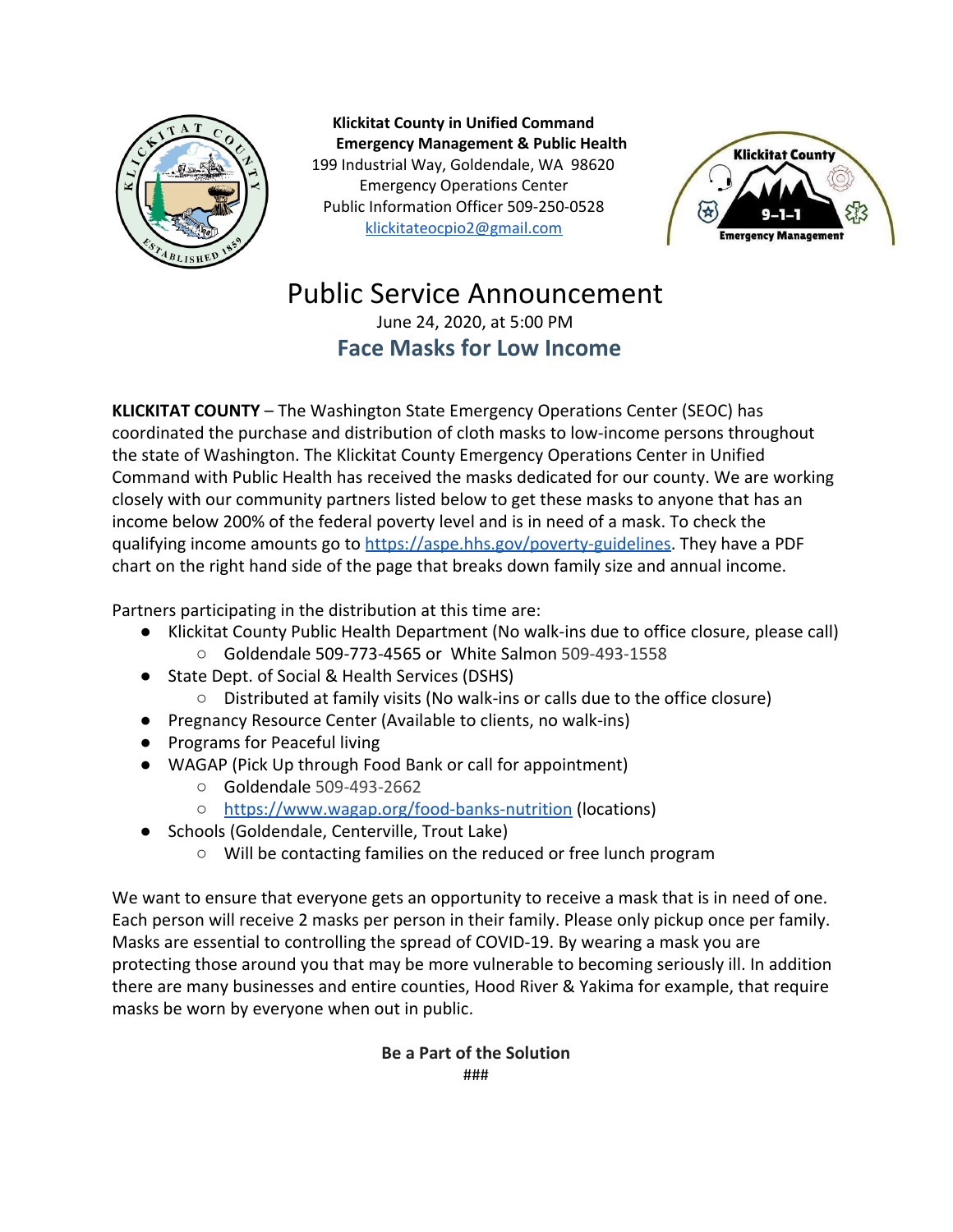**Klickitat County in Unified Command**
**Emergency Management & Public Health**
199 Industrial Way, Goldendale, WA 98620
Emergency Operations Center
Public Information Officer 509-250-0528
[klickitateocpio2@gmail.com](mailto:klickitateocpio2@gmail.com)

# Public Service Announcement

June 24, 2020, at 5:00 PM

## Face Masks for Low Income

**KLICKITAT COUNTY** – The Washington State Emergency Operations Center (SEOC) has coordinated the purchase and distribution of cloth masks to low-income persons throughout the state of Washington. The Klickitat County Emergency Operations Center in Unified Command with Public Health has received the masks dedicated for our county. We are working closely with our community partners listed below to get these masks to anyone that has an income below 200% of the federal poverty level and is in need of a mask. To check the qualifying income amounts go to [https://aspe.hhs.gov/poverty-guidelines](https://aspe.hhs.gov/poverty-guidelines). They have a PDF chart on the right hand side of the page that breaks down family size and annual income.

Partners participating in the distribution at this time are:

- Klickitat County Public Health Department (No walk-ins due to office closure, please call)
  - Goldendale 509-773-4565 or White Salmon 509-493-1558
- State Dept. of Social & Health Services (DSHS)
  - Distributed at family visits (No walk-ins or calls due to the office closure)
- Pregnancy Resource Center (Available to clients, no walk-ins)
- Programs for Peaceful living
- WAGAP (Pick Up through Food Bank or call for appointment)
  - Goldendale 509-493-2662
  - [https://www.wagap.org/food-banks-nutrition](https://www.wagap.org/food-banks-nutrition) (locations)
- Schools (Goldendale, Centerville, Trout Lake)
  - Will be contacting families on the reduced or free lunch program

We want to ensure that everyone gets an opportunity to receive a mask that is in need of one. Each person will receive 2 masks per person in their family. Please only pickup once per family. Masks are essential to controlling the spread of COVID-19. By wearing a mask you are protecting those around you that may be more vulnerable to becoming seriously ill. In addition there are many businesses and entire counties, Hood River & Yakima for example, that require masks be worn by everyone when out in public.

**Be a Part of the Solution**

###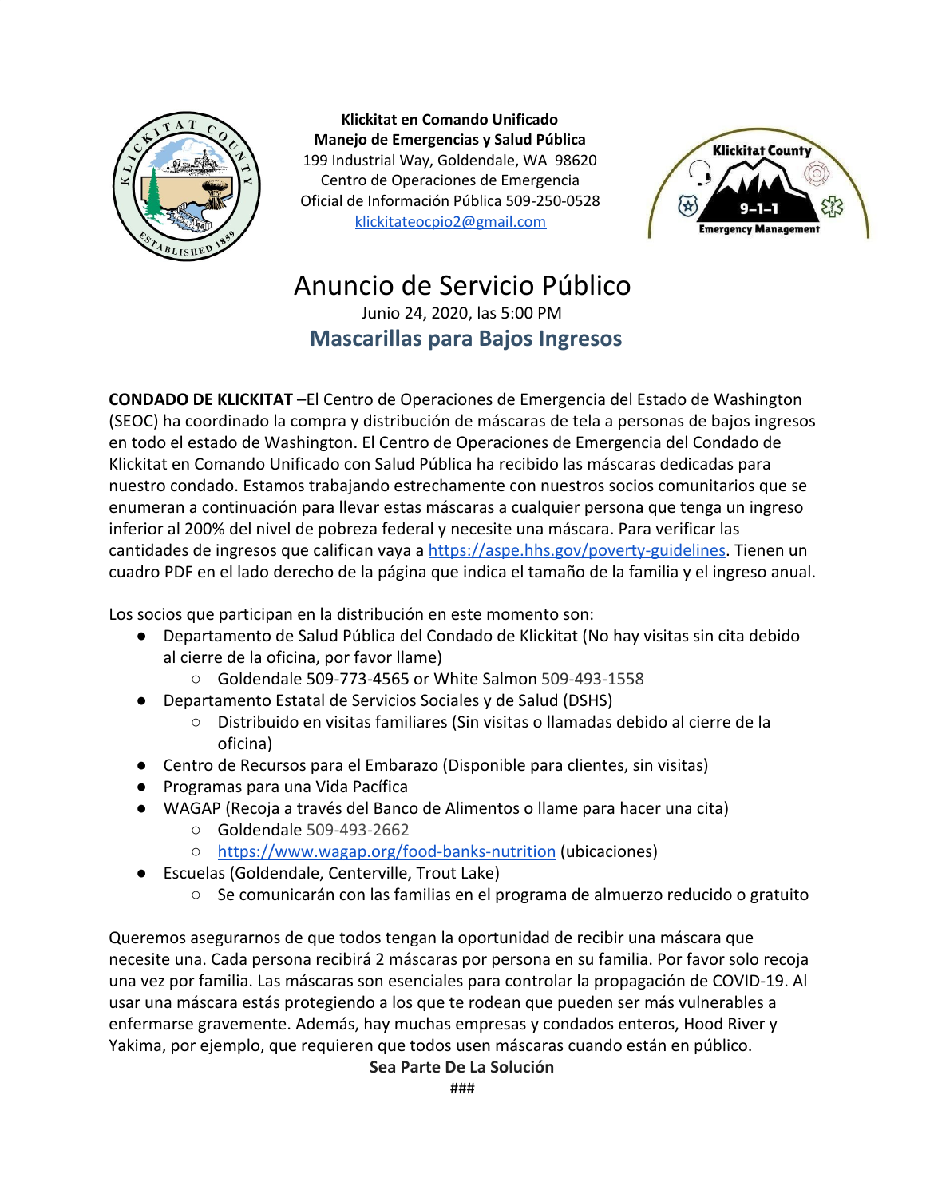**Klickitat en Comando Unificado**
**Manejo de Emergencias y Salud Pública**
199 Industrial Way, Goldendale, WA 98620
Centro de Operaciones de Emergencia
Oficial de Información Pública 509-250-0528
klickitateocpio2@gmail.com

# Anuncio de Servicio Público

Junio 24, 2020, las 5:00 PM

## Mascarillas para Bajos Ingresos

**CONDADO DE KLICKITAT** –El Centro de Operaciones de Emergencia del Estado de Washington (SEOC) ha coordinado la compra y distribución de máscaras de tela a personas de bajos ingresos en todo el estado de Washington. El Centro de Operaciones de Emergencia del Condado de Klickitat en Comando Unificado con Salud Pública ha recibido las máscaras dedicadas para nuestro condado. Estamos trabajando estrechamente con nuestros socios comunitarios que se enumeran a continuación para llevar estas máscaras a cualquier persona que tenga un ingreso inferior al 200% del nivel de pobreza federal y necesite una máscara. Para verificar las cantidades de ingresos que califican vaya a https://aspe.hhs.gov/poverty-guidelines. Tienen un cuadro PDF en el lado derecho de la página que indica el tamaño de la familia y el ingreso anual.

Los socios que participan en la distribución en este momento son:

- Departamento de Salud Pública del Condado de Klickitat (No hay visitas sin cita debido al cierre de la oficina, por favor llame)
  - Goldendale 509-773-4565 or White Salmon 509-493-1558
- Departamento Estatal de Servicios Sociales y de Salud (DSHS)
  - Distribuido en visitas familiares (Sin visitas o llamadas debido al cierre de la oficina)
- Centro de Recursos para el Embarazo (Disponible para clientes, sin visitas)
- Programas para una Vida Pacífica
- WAGAP (Recoja a través del Banco de Alimentos o llame para hacer una cita)
  - Goldendale 509-493-2662
  - https://www.wagap.org/food-banks-nutrition (ubicaciones)
- Escuelas (Goldendale, Centerville, Trout Lake)
  - Se comunicarán con las familias en el programa de almuerzo reducido o gratuito

Queremos asegurarnos de que todos tengan la oportunidad de recibir una máscara que necesite una. Cada persona recibirá 2 máscaras por persona en su familia. Por favor solo recoja una vez por familia. Las máscaras son esenciales para controlar la propagación de COVID-19. Al usar una máscara estás protegiendo a los que te rodean que pueden ser más vulnerables a enfermarse gravemente. Además, hay muchas empresas y condados enteros, Hood River y Yakima, por ejemplo, que requieren que todos usen máscaras cuando están en público.

**Sea Parte De La Solución**

###